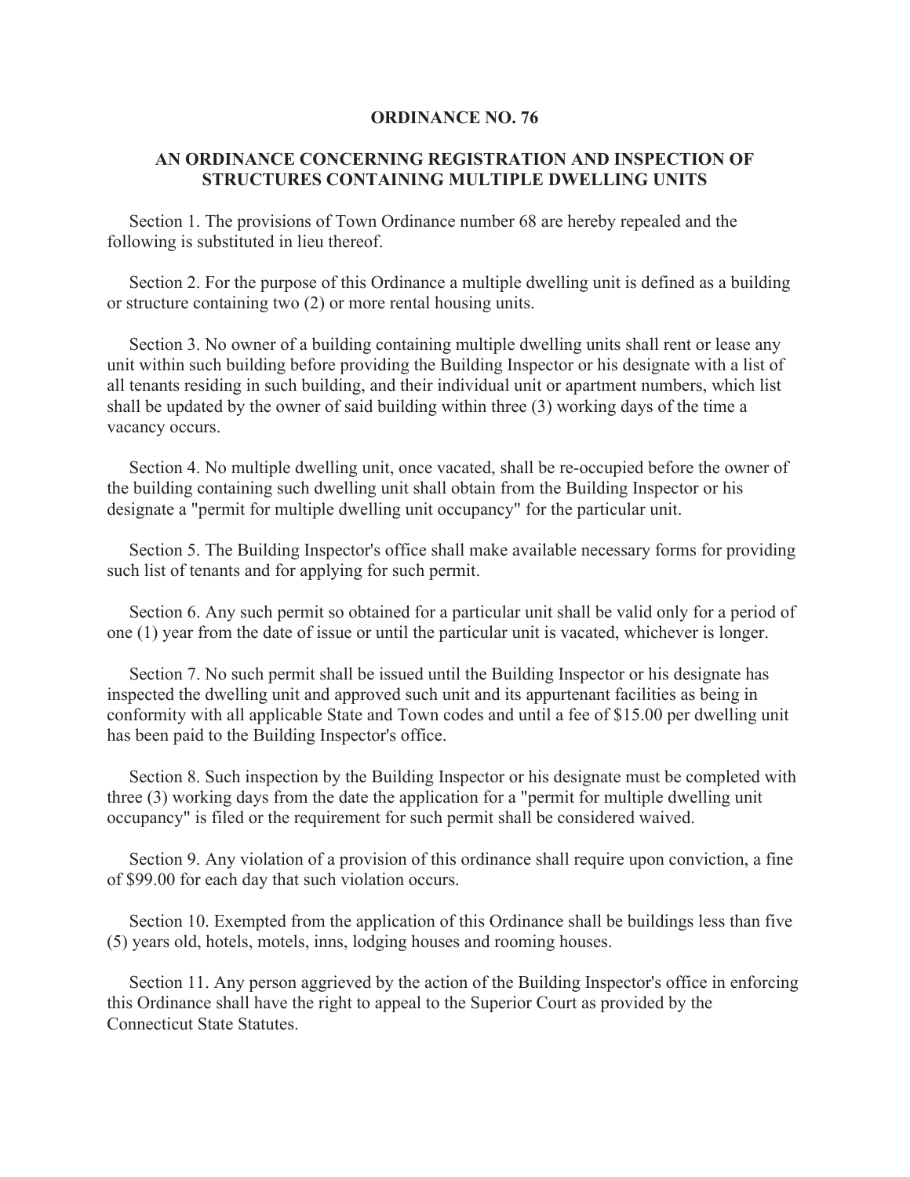# ORDINANCE NO. 76

## AN ORDINANCE CONCERNING REGISTRATION AND INSPECTION OF STRUCTURES CONTAINING MULTIPLE DWELLING UNITS

Section 1. The provisions of Town Ordinance number 68 are hereby repealed and the following is substituted in lieu thereof.

Section 2. For the purpose of this Ordinance a multiple dwelling unit is defined as a building or structure containing two (2) or more rental housing units.

Section 3. No owner of a building containing multiple dwelling units shall rent or lease any unit within such building before providing the Building Inspector or his designate with a list of all tenants residing in such building, and their individual unit or apartment numbers, which list shall be updated by the owner of said building within three (3) working days of the time a vacancy occurs.

Section 4. No multiple dwelling unit, once vacated, shall be re-occupied before the owner of the building containing such dwelling unit shall obtain from the Building Inspector or his designate a "permit for multiple dwelling unit occupancy" for the particular unit.

Section 5. The Building Inspector's office shall make available necessary forms for providing such list of tenants and for applying for such permit.

Section 6. Any such permit so obtained for a particular unit shall be valid only for a period of one (1) year from the date of issue or until the particular unit is vacated, whichever is longer.

Section 7. No such permit shall be issued until the Building Inspector or his designate has inspected the dwelling unit and approved such unit and its appurtenant facilities as being in conformity with all applicable State and Town codes and until a fee of $15.00 per dwelling unit has been paid to the Building Inspector's office.

Section 8. Such inspection by the Building Inspector or his designate must be completed with three (3) working days from the date the application for a "permit for multiple dwelling unit occupancy" is filed or the requirement for such permit shall be considered waived.

Section 9. Any violation of a provision of this ordinance shall require upon conviction, a fine of $99.00 for each day that such violation occurs.

Section 10. Exempted from the application of this Ordinance shall be buildings less than five (5) years old, hotels, motels, inns, lodging houses and rooming houses.

Section 11. Any person aggrieved by the action of the Building Inspector's office in enforcing this Ordinance shall have the right to appeal to the Superior Court as provided by the Connecticut State Statutes.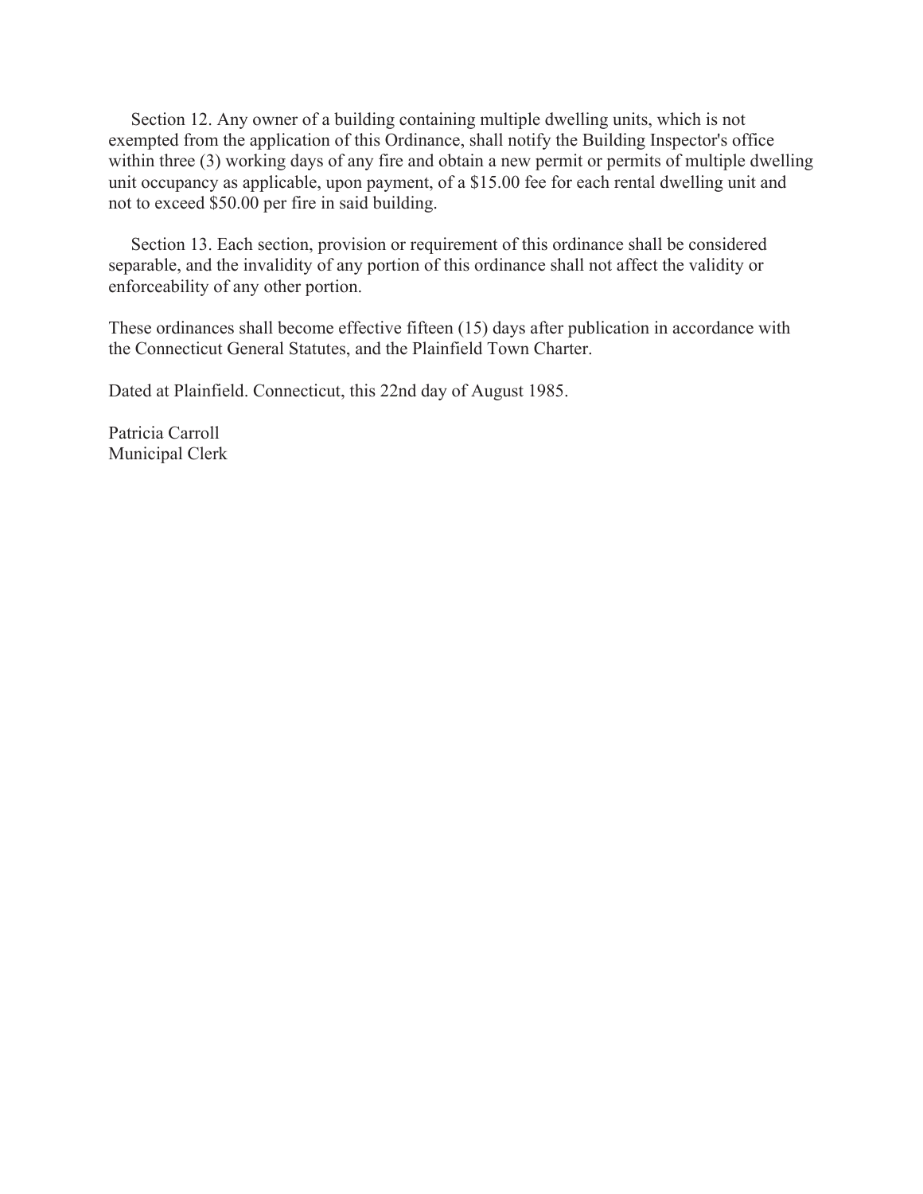Section 12. Any owner of a building containing multiple dwelling units, which is not exempted from the application of this Ordinance, shall notify the Building Inspector's office within three (3) working days of any fire and obtain a new permit or permits of multiple dwelling unit occupancy as applicable, upon payment, of a $15.00 fee for each rental dwelling unit and not to exceed $50.00 per fire in said building.

Section 13. Each section, provision or requirement of this ordinance shall be considered separable, and the invalidity of any portion of this ordinance shall not affect the validity or enforceability of any other portion.

These ordinances shall become effective fifteen (15) days after publication in accordance with the Connecticut General Statutes, and the Plainfield Town Charter.

Dated at Plainfield. Connecticut, this 22nd day of August 1985.

Patricia Carroll
Municipal Clerk